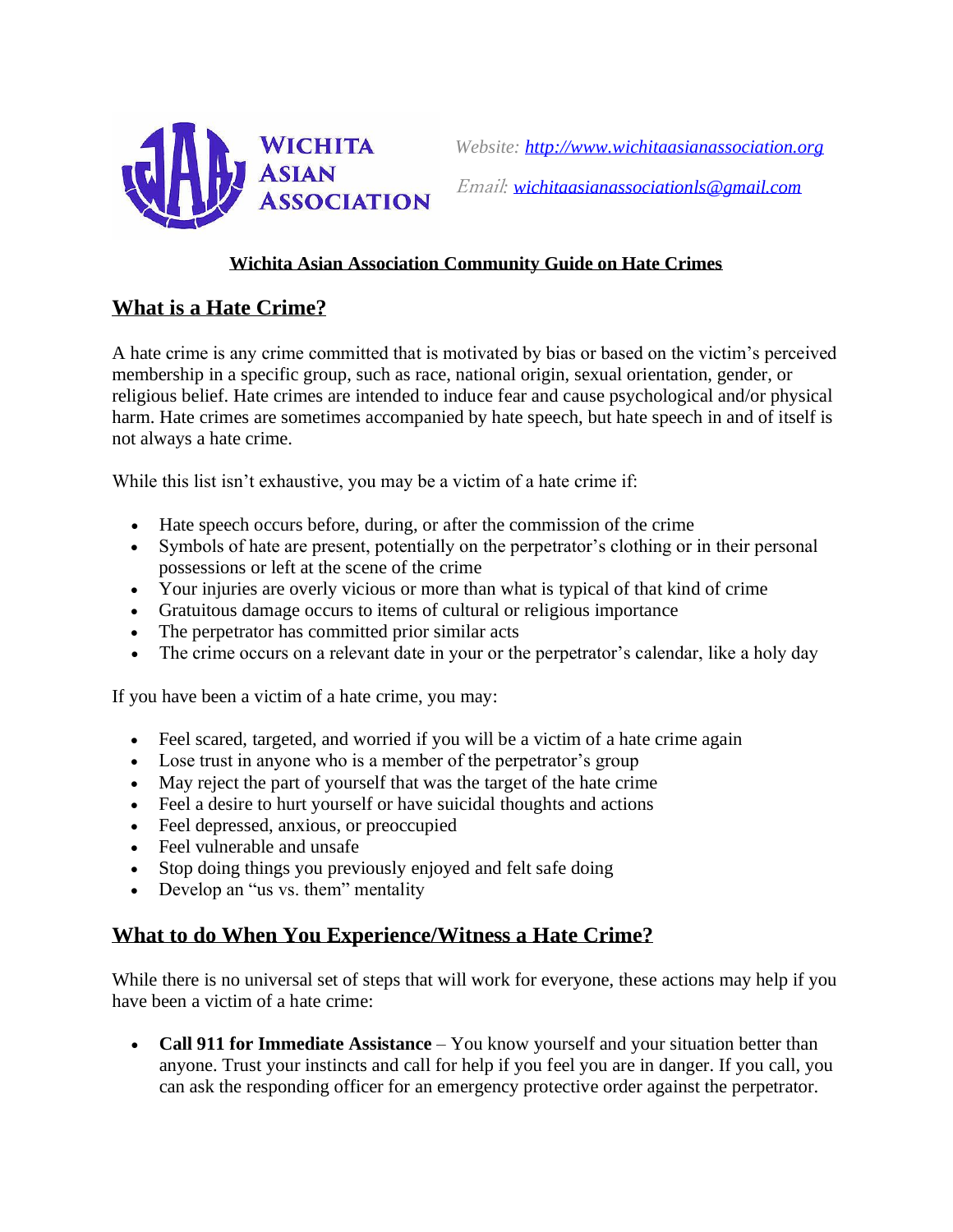WICHITA ASIAN ASSOCIATION

*Website:* [http://www.wichitaasianassociation.org](http://www.wichitaasianassociation.org)

*Email:* [wichitaasianassociationls@gmail.com](mailto:wichitaasianassociationls@gmail.com)

**Wichita Asian Association Community Guide on Hate Crimes**

## What is a Hate Crime?

A hate crime is any crime committed that is motivated by bias or based on the victim's perceived membership in a specific group, such as race, national origin, sexual orientation, gender, or religious belief. Hate crimes are intended to induce fear and cause psychological and/or physical harm. Hate crimes are sometimes accompanied by hate speech, but hate speech in and of itself is not always a hate crime.

While this list isn't exhaustive, you may be a victim of a hate crime if:

- Hate speech occurs before, during, or after the commission of the crime
- Symbols of hate are present, potentially on the perpetrator's clothing or in their personal possessions or left at the scene of the crime
- Your injuries are overly vicious or more than what is typical of that kind of crime
- Gratuitous damage occurs to items of cultural or religious importance
- The perpetrator has committed prior similar acts
- The crime occurs on a relevant date in your or the perpetrator's calendar, like a holy day

If you have been a victim of a hate crime, you may:

- Feel scared, targeted, and worried if you will be a victim of a hate crime again
- Lose trust in anyone who is a member of the perpetrator's group
- May reject the part of yourself that was the target of the hate crime
- Feel a desire to hurt yourself or have suicidal thoughts and actions
- Feel depressed, anxious, or preoccupied
- Feel vulnerable and unsafe
- Stop doing things you previously enjoyed and felt safe doing
- Develop an "us vs. them" mentality

## What to do When You Experience/Witness a Hate Crime?

While there is no universal set of steps that will work for everyone, these actions may help if you have been a victim of a hate crime:

- **Call 911 for Immediate Assistance** – You know yourself and your situation better than anyone. Trust your instincts and call for help if you feel you are in danger. If you call, you can ask the responding officer for an emergency protective order against the perpetrator.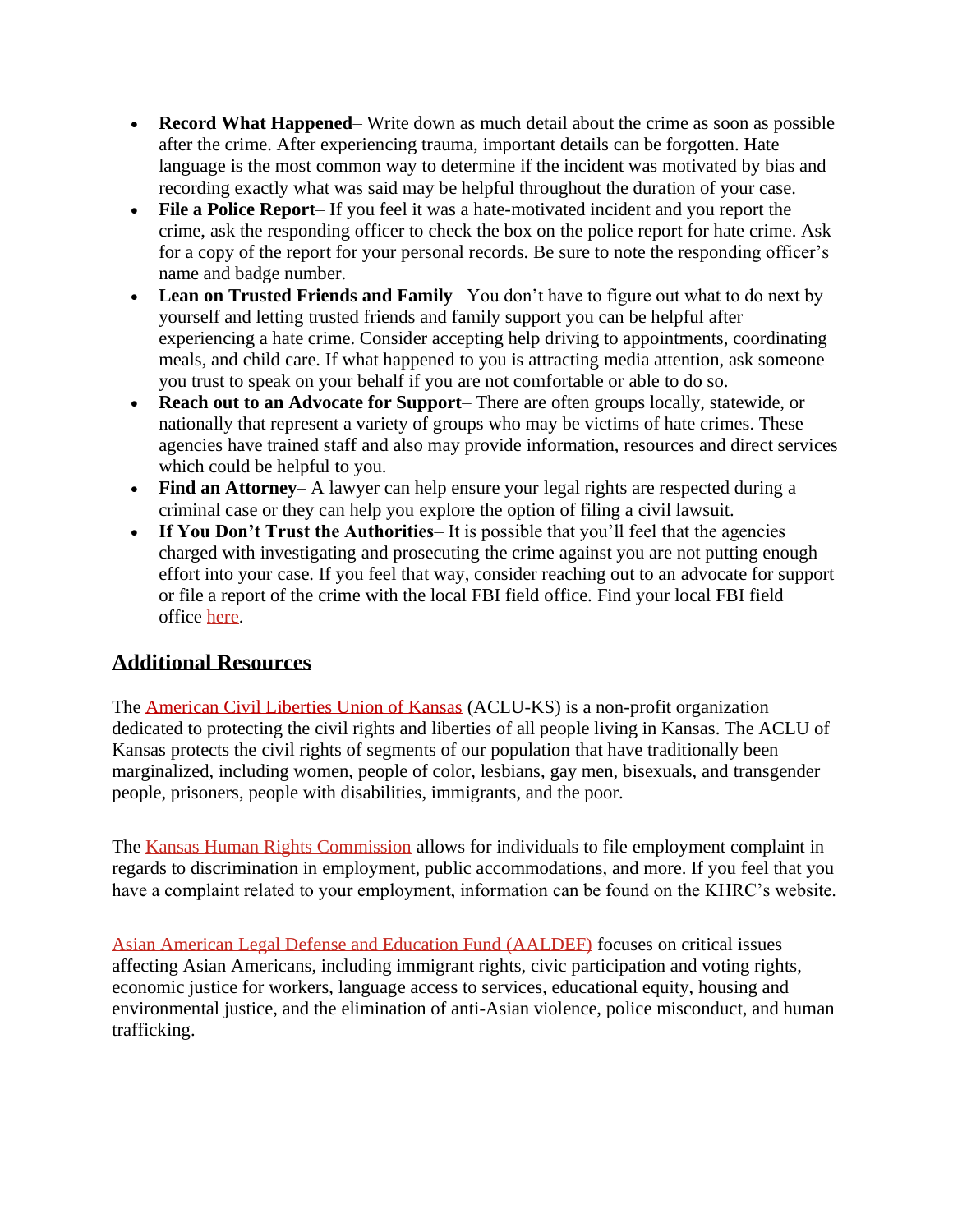- **Record What Happened**– Write down as much detail about the crime as soon as possible after the crime. After experiencing trauma, important details can be forgotten. Hate language is the most common way to determine if the incident was motivated by bias and recording exactly what was said may be helpful throughout the duration of your case.
- **File a Police Report**– If you feel it was a hate-motivated incident and you report the crime, ask the responding officer to check the box on the police report for hate crime. Ask for a copy of the report for your personal records. Be sure to note the responding officer's name and badge number.
- **Lean on Trusted Friends and Family**– You don't have to figure out what to do next by yourself and letting trusted friends and family support you can be helpful after experiencing a hate crime. Consider accepting help driving to appointments, coordinating meals, and child care. If what happened to you is attracting media attention, ask someone you trust to speak on your behalf if you are not comfortable or able to do so.
- **Reach out to an Advocate for Support**– There are often groups locally, statewide, or nationally that represent a variety of groups who may be victims of hate crimes. These agencies have trained staff and also may provide information, resources and direct services which could be helpful to you.
- **Find an Attorney**– A lawyer can help ensure your legal rights are respected during a criminal case or they can help you explore the option of filing a civil lawsuit.
- **If You Don't Trust the Authorities**– It is possible that you'll feel that the agencies charged with investigating and prosecuting the crime against you are not putting enough effort into your case. If you feel that way, consider reaching out to an advocate for support or file a report of the crime with the local FBI field office. Find your local FBI field office here.

## Additional Resources

The American Civil Liberties Union of Kansas (ACLU-KS) is a non-profit organization dedicated to protecting the civil rights and liberties of all people living in Kansas. The ACLU of Kansas protects the civil rights of segments of our population that have traditionally been marginalized, including women, people of color, lesbians, gay men, bisexuals, and transgender people, prisoners, people with disabilities, immigrants, and the poor.

The Kansas Human Rights Commission allows for individuals to file employment complaint in regards to discrimination in employment, public accommodations, and more. If you feel that you have a complaint related to your employment, information can be found on the KHRC's website.

Asian American Legal Defense and Education Fund (AALDEF) focuses on critical issues affecting Asian Americans, including immigrant rights, civic participation and voting rights, economic justice for workers, language access to services, educational equity, housing and environmental justice, and the elimination of anti-Asian violence, police misconduct, and human trafficking.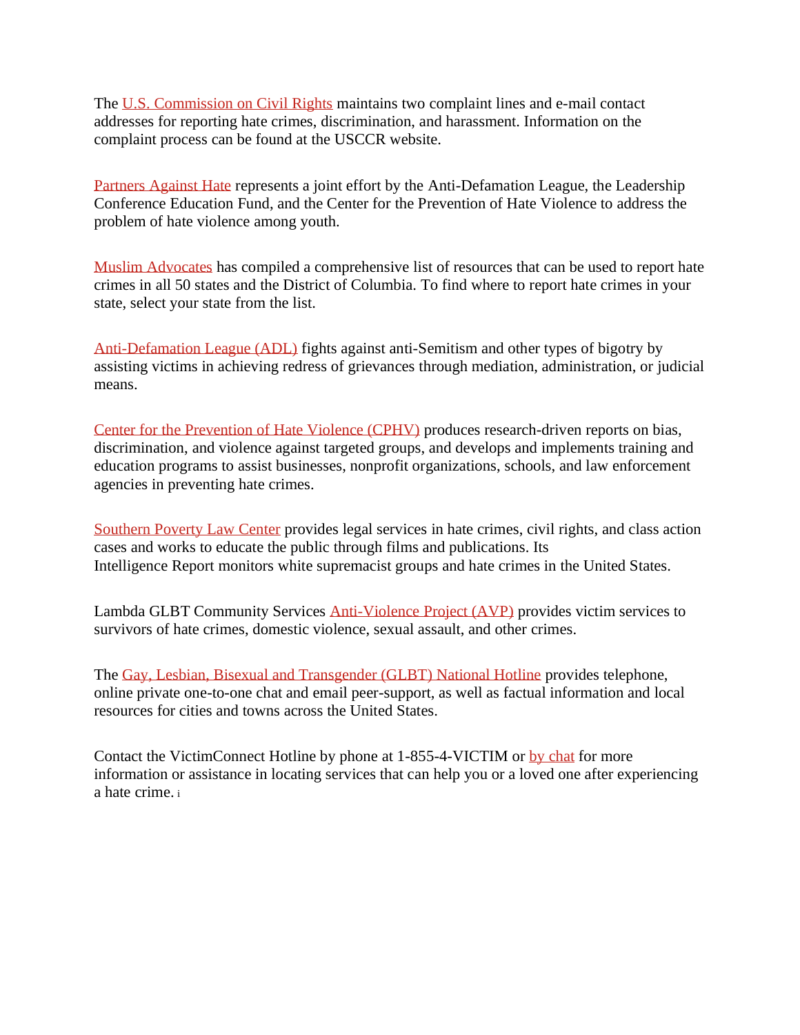The U.S. Commission on Civil Rights maintains two complaint lines and e-mail contact addresses for reporting hate crimes, discrimination, and harassment. Information on the complaint process can be found at the USCCR website.

Partners Against Hate represents a joint effort by the Anti-Defamation League, the Leadership Conference Education Fund, and the Center for the Prevention of Hate Violence to address the problem of hate violence among youth.

Muslim Advocates has compiled a comprehensive list of resources that can be used to report hate crimes in all 50 states and the District of Columbia. To find where to report hate crimes in your state, select your state from the list.

Anti-Defamation League (ADL) fights against anti-Semitism and other types of bigotry by assisting victims in achieving redress of grievances through mediation, administration, or judicial means.

Center for the Prevention of Hate Violence (CPHV) produces research-driven reports on bias, discrimination, and violence against targeted groups, and develops and implements training and education programs to assist businesses, nonprofit organizations, schools, and law enforcement agencies in preventing hate crimes.

Southern Poverty Law Center provides legal services in hate crimes, civil rights, and class action cases and works to educate the public through films and publications. Its Intelligence Report monitors white supremacist groups and hate crimes in the United States.

Lambda GLBT Community Services Anti-Violence Project (AVP) provides victim services to survivors of hate crimes, domestic violence, sexual assault, and other crimes.

The Gay, Lesbian, Bisexual and Transgender (GLBT) National Hotline provides telephone, online private one-to-one chat and email peer-support, as well as factual information and local resources for cities and towns across the United States.

Contact the VictimConnect Hotline by phone at 1-855-4-VICTIM or by chat for more information or assistance in locating services that can help you or a loved one after experiencing a hate crime. [i]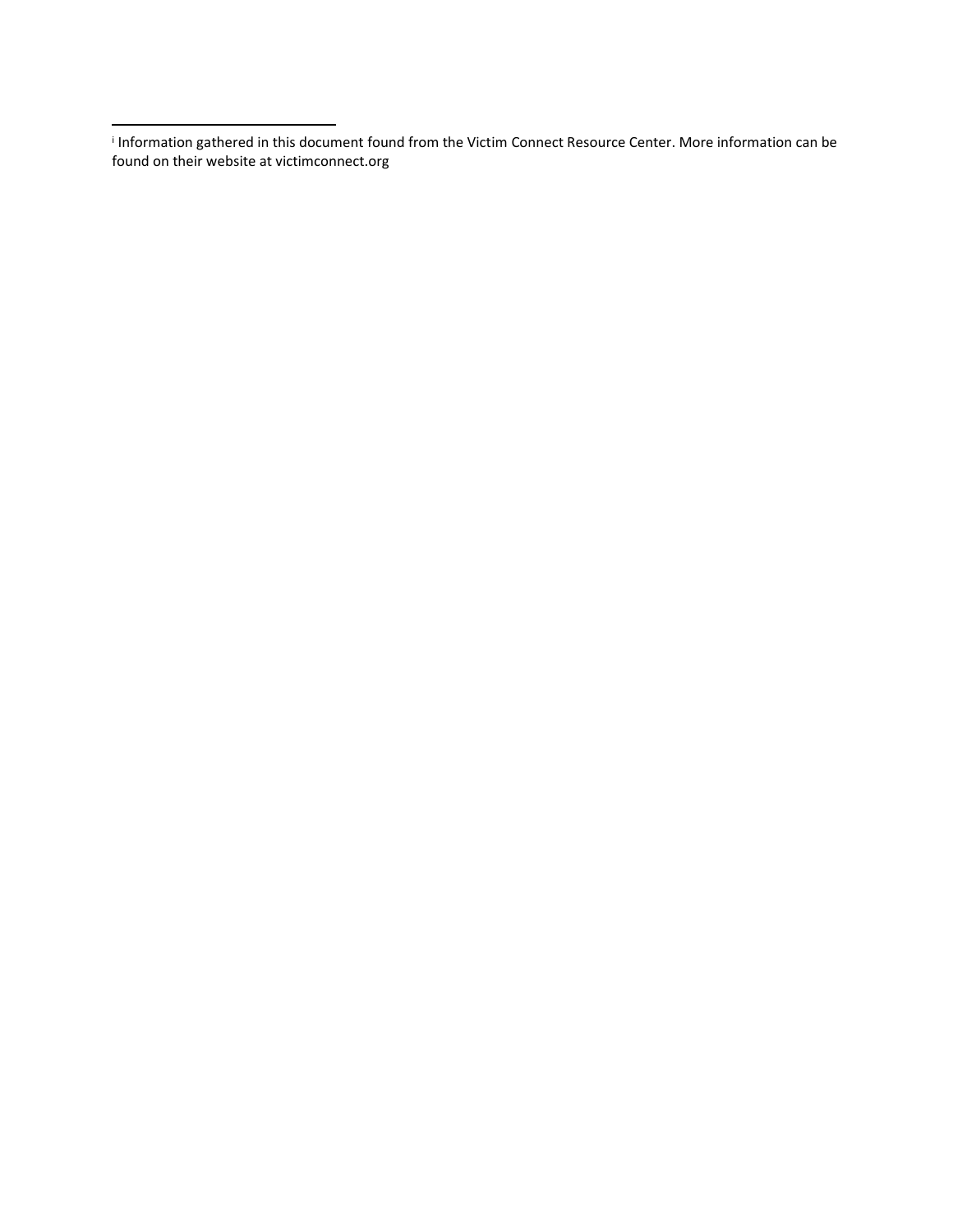[i] Information gathered in this document found from the Victim Connect Resource Center. More information can be found on their website at victimconnect.org